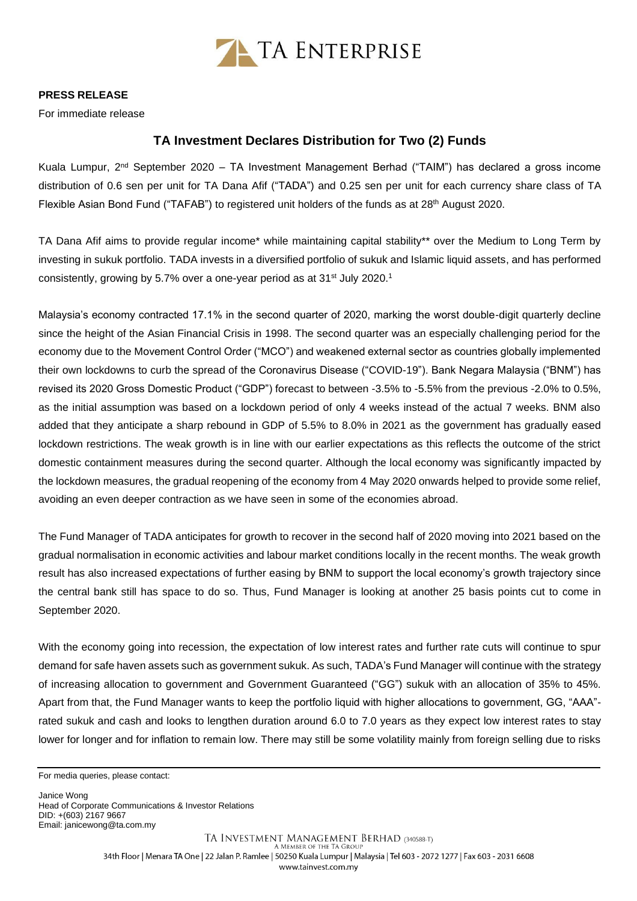**PRESS RELEASE**

For immediate release

## TA Investment Declares Distribution for Two (2) Funds

Kuala Lumpur, 2nd September 2020 – TA Investment Management Berhad ("TAIM") has declared a gross income distribution of 0.6 sen per unit for TA Dana Afif ("TADA") and 0.25 sen per unit for each currency share class of TA Flexible Asian Bond Fund ("TAFAB") to registered unit holders of the funds as at 28th August 2020.

TA Dana Afif aims to provide regular income* while maintaining capital stability** over the Medium to Long Term by investing in sukuk portfolio. TADA invests in a diversified portfolio of sukuk and Islamic liquid assets, and has performed consistently, growing by 5.7% over a one-year period as at 31st July 2020.[1]

Malaysia's economy contracted 17.1% in the second quarter of 2020, marking the worst double-digit quarterly decline since the height of the Asian Financial Crisis in 1998. The second quarter was an especially challenging period for the economy due to the Movement Control Order ("MCO") and weakened external sector as countries globally implemented their own lockdowns to curb the spread of the Coronavirus Disease ("COVID-19"). Bank Negara Malaysia ("BNM") has revised its 2020 Gross Domestic Product ("GDP") forecast to between -3.5% to -5.5% from the previous -2.0% to 0.5%, as the initial assumption was based on a lockdown period of only 4 weeks instead of the actual 7 weeks. BNM also added that they anticipate a sharp rebound in GDP of 5.5% to 8.0% in 2021 as the government has gradually eased lockdown restrictions. The weak growth is in line with our earlier expectations as this reflects the outcome of the strict domestic containment measures during the second quarter. Although the local economy was significantly impacted by the lockdown measures, the gradual reopening of the economy from 4 May 2020 onwards helped to provide some relief, avoiding an even deeper contraction as we have seen in some of the economies abroad.

The Fund Manager of TADA anticipates for growth to recover in the second half of 2020 moving into 2021 based on the gradual normalisation in economic activities and labour market conditions locally in the recent months. The weak growth result has also increased expectations of further easing by BNM to support the local economy's growth trajectory since the central bank still has space to do so. Thus, Fund Manager is looking at another 25 basis points cut to come in September 2020.

With the economy going into recession, the expectation of low interest rates and further rate cuts will continue to spur demand for safe haven assets such as government sukuk. As such, TADA's Fund Manager will continue with the strategy of increasing allocation to government and Government Guaranteed ("GG") sukuk with an allocation of 35% to 45%. Apart from that, the Fund Manager wants to keep the portfolio liquid with higher allocations to government, GG, "AAA"-rated sukuk and cash and looks to lengthen duration around 6.0 to 7.0 years as they expect low interest rates to stay lower for longer and for inflation to remain low. There may still be some volatility mainly from foreign selling due to risks

---

For media queries, please contact:

Janice Wong
Head of Corporate Communications & Investor Relations
DID: +(603) 2167 9667
Email: janicewong@ta.com.my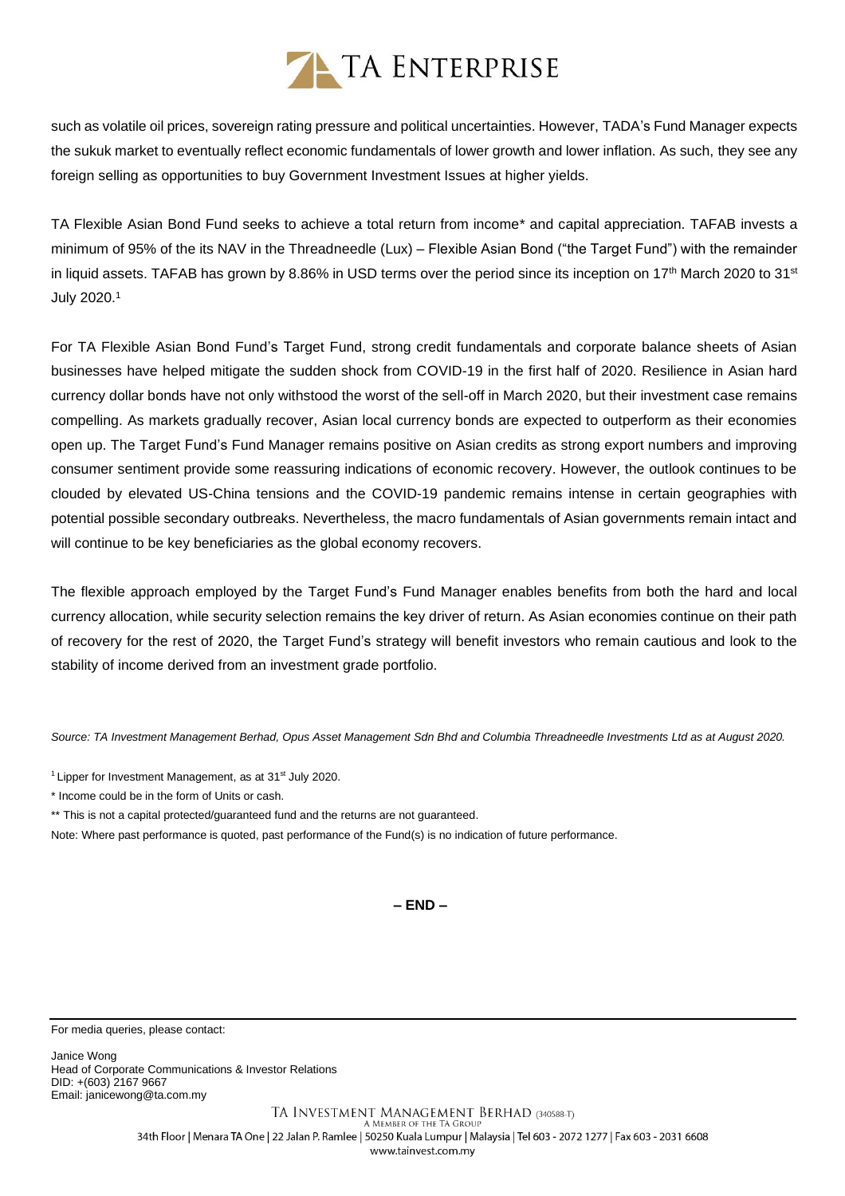such as volatile oil prices, sovereign rating pressure and political uncertainties. However, TADA's Fund Manager expects the sukuk market to eventually reflect economic fundamentals of lower growth and lower inflation. As such, they see any foreign selling as opportunities to buy Government Investment Issues at higher yields.

TA Flexible Asian Bond Fund seeks to achieve a total return from income* and capital appreciation. TAFAB invests a minimum of 95% of the its NAV in the Threadneedle (Lux) – Flexible Asian Bond ("the Target Fund") with the remainder in liquid assets. TAFAB has grown by 8.86% in USD terms over the period since its inception on 17th March 2020 to 31st July 2020.[1]

For TA Flexible Asian Bond Fund's Target Fund, strong credit fundamentals and corporate balance sheets of Asian businesses have helped mitigate the sudden shock from COVID-19 in the first half of 2020. Resilience in Asian hard currency dollar bonds have not only withstood the worst of the sell-off in March 2020, but their investment case remains compelling. As markets gradually recover, Asian local currency bonds are expected to outperform as their economies open up. The Target Fund's Fund Manager remains positive on Asian credits as strong export numbers and improving consumer sentiment provide some reassuring indications of economic recovery. However, the outlook continues to be clouded by elevated US-China tensions and the COVID-19 pandemic remains intense in certain geographies with potential possible secondary outbreaks. Nevertheless, the macro fundamentals of Asian governments remain intact and will continue to be key beneficiaries as the global economy recovers.

The flexible approach employed by the Target Fund's Fund Manager enables benefits from both the hard and local currency allocation, while security selection remains the key driver of return. As Asian economies continue on their path of recovery for the rest of 2020, the Target Fund's strategy will benefit investors who remain cautious and look to the stability of income derived from an investment grade portfolio.

*Source: TA Investment Management Berhad, Opus Asset Management Sdn Bhd and Columbia Threadneedle Investments Ltd as at August 2020.*

[1] Lipper for Investment Management, as at 31st July 2020.

* Income could be in the form of Units or cash.

** This is not a capital protected/guaranteed fund and the returns are not guaranteed.

Note: Where past performance is quoted, past performance of the Fund(s) is no indication of future performance.

**– END –**

For media queries, please contact:

Janice Wong
Head of Corporate Communications & Investor Relations
DID: +(603) 2167 9667
Email: janicewong@ta.com.my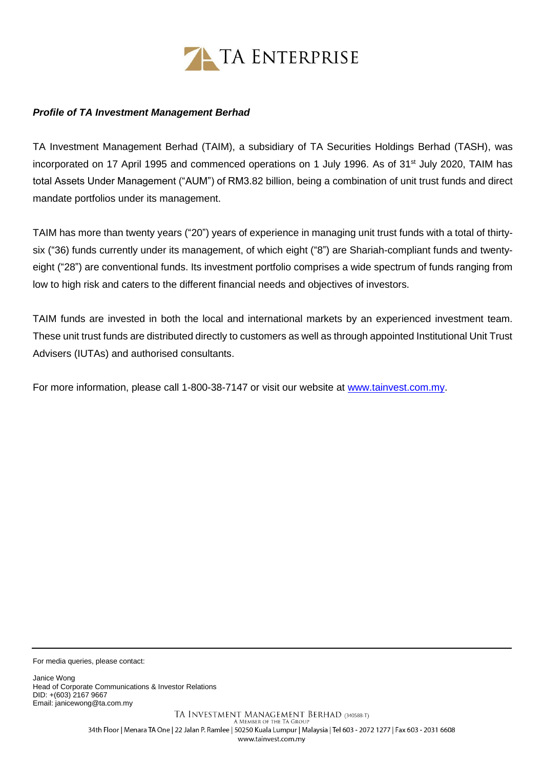***Profile of TA Investment Management Berhad***

TA Investment Management Berhad (TAIM), a subsidiary of TA Securities Holdings Berhad (TASH), was incorporated on 17 April 1995 and commenced operations on 1 July 1996. As of 31st July 2020, TAIM has total Assets Under Management ("AUM") of RM3.82 billion, being a combination of unit trust funds and direct mandate portfolios under its management.

TAIM has more than twenty years ("20") years of experience in managing unit trust funds with a total of thirty-six ("36) funds currently under its management, of which eight ("8") are Shariah-compliant funds and twenty-eight ("28") are conventional funds. Its investment portfolio comprises a wide spectrum of funds ranging from low to high risk and caters to the different financial needs and objectives of investors.

TAIM funds are invested in both the local and international markets by an experienced investment team. These unit trust funds are distributed directly to customers as well as through appointed Institutional Unit Trust Advisers (IUTAs) and authorised consultants.

For more information, please call 1-800-38-7147 or visit our website at [www.tainvest.com.my](www.tainvest.com.my).

---

For media queries, please contact:

Janice Wong
Head of Corporate Communications & Investor Relations
DID: +(603) 2167 9667
Email: janicewong@ta.com.my

TA INVESTMENT MANAGEMENT BERHAD (340588-T)
A MEMBER OF THE TA GROUP
34th Floor | Menara TA One | 22 Jalan P. Ramlee | 50250 Kuala Lumpur | Malaysia | Tel 603 - 2072 1277 | Fax 603 - 2031 6608
www.tainvest.com.my